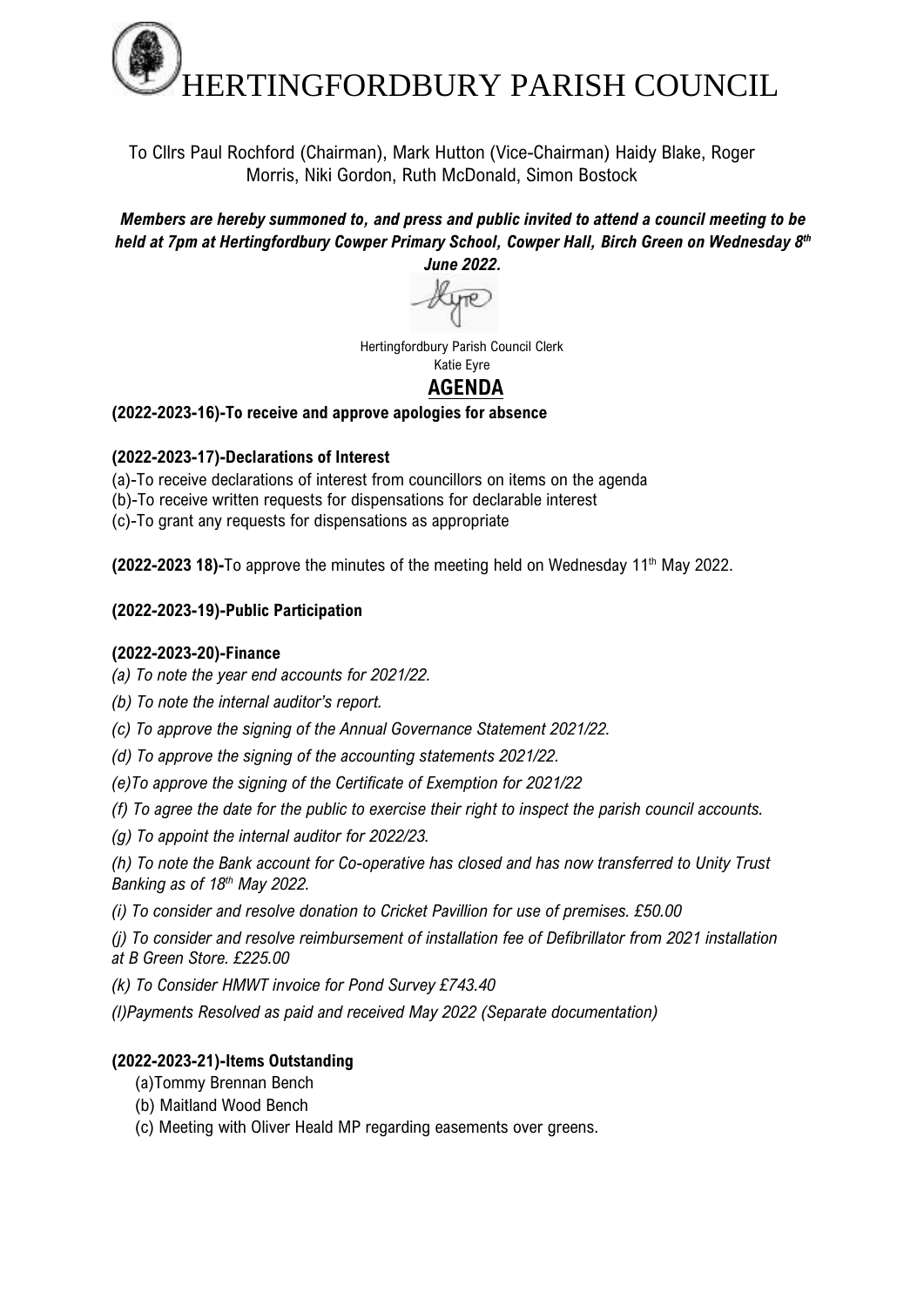# HERTINGFORDBURY PARISH COUNCIL

To Cllrs Paul Rochford (Chairman), Mark Hutton (Vice-Chairman) Haidy Blake, Roger Morris, Niki Gordon, Ruth McDonald, Simon Bostock

***Members are hereby summoned to, and press and public invited to attend a council meeting to be held at 7pm at Hertingfordbury Cowper Primary School, Cowper Hall, Birch Green on Wednesday 8th June 2022.***

Hertingfordbury Parish Council Clerk
Katie Eyre

## AGENDA

**(2022-2023-16)-To receive and approve apologies for absence**

**(2022-2023-17)-Declarations of Interest**

(a)-To receive declarations of interest from councillors on items on the agenda
(b)-To receive written requests for dispensations for declarable interest
(c)-To grant any requests for dispensations as appropriate

**(2022-2023 18)-**To approve the minutes of the meeting held on Wednesday 11th May 2022.

**(2022-2023-19)-Public Participation**

**(2022-2023-20)-Finance**

*(a) To note the year end accounts for 2021/22.*

*(b) To note the internal auditor's report.*

*(c) To approve the signing of the Annual Governance Statement 2021/22.*

*(d) To approve the signing of the accounting statements 2021/22.*

*(e)To approve the signing of the Certificate of Exemption for 2021/22*

*(f) To agree the date for the public to exercise their right to inspect the parish council accounts.*

*(g) To appoint the internal auditor for 2022/23.*

*(h) To note the Bank account for Co-operative has closed and has now transferred to Unity Trust Banking as of 18th May 2022.*

*(i) To consider and resolve donation to Cricket Pavillion for use of premises. £50.00*

*(j) To consider and resolve reimbursement of installation fee of Defibrillator from 2021 installation at B Green Store. £225.00*

*(k) To Consider HMWT invoice for Pond Survey £743.40*

*(l)Payments Resolved as paid and received May 2022 (Separate documentation)*

**(2022-2023-21)-Items Outstanding**

(a)Tommy Brennan Bench
(b) Maitland Wood Bench
(c) Meeting with Oliver Heald MP regarding easements over greens.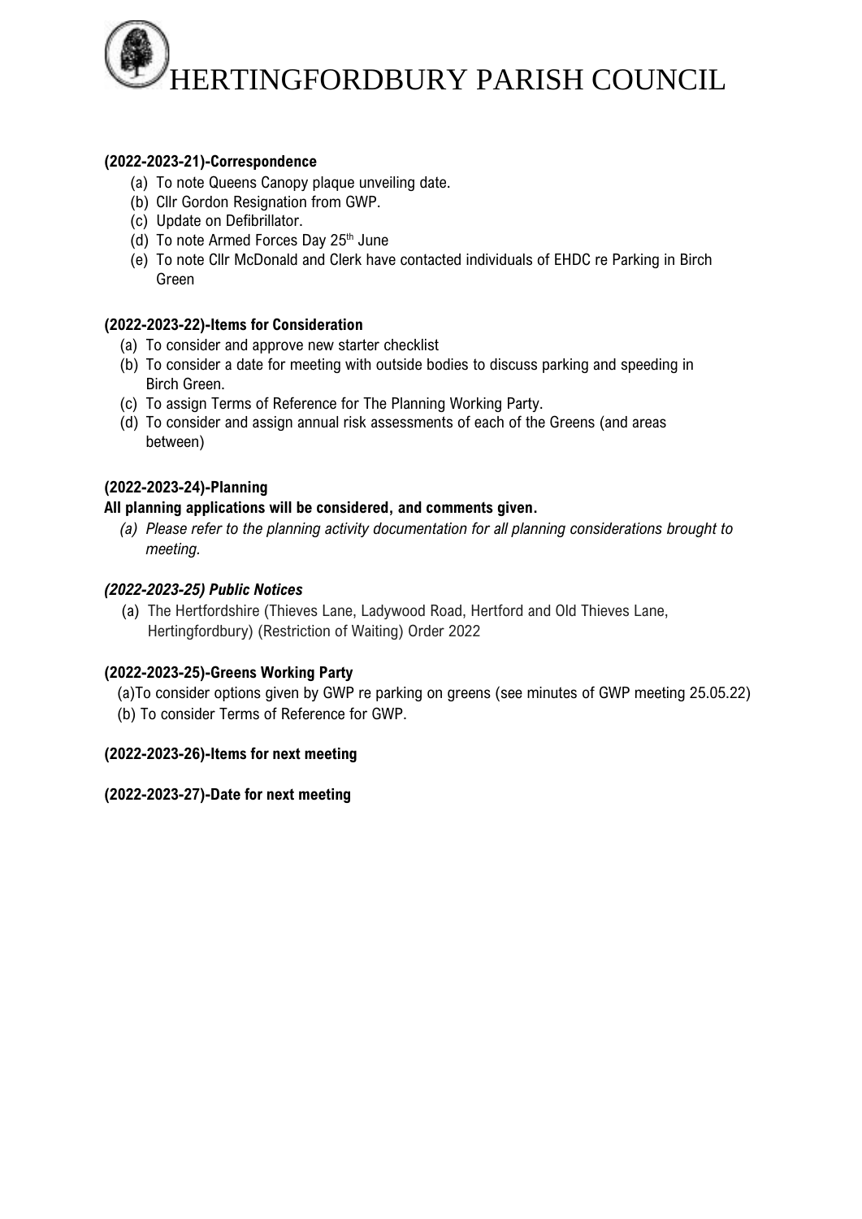# HERTINGFORDBURY PARISH COUNCIL

**(2022-2023-21)-Correspondence**

(a) To note Queens Canopy plaque unveiling date.
(b) Cllr Gordon Resignation from GWP.
(c) Update on Defibrillator.
(d) To note Armed Forces Day 25th June
(e) To note Cllr McDonald and Clerk have contacted individuals of EHDC re Parking in Birch Green

**(2022-2023-22)-Items for Consideration**

(a) To consider and approve new starter checklist
(b) To consider a date for meeting with outside bodies to discuss parking and speeding in Birch Green.
(c) To assign Terms of Reference for The Planning Working Party.
(d) To consider and assign annual risk assessments of each of the Greens (and areas between)

**(2022-2023-24)-Planning**

**All planning applications will be considered, and comments given.**

*(a) Please refer to the planning activity documentation for all planning considerations brought to meeting.*

***(2022-2023-25) Public Notices***

(a) The Hertfordshire (Thieves Lane, Ladywood Road, Hertford and Old Thieves Lane, Hertingfordbury) (Restriction of Waiting) Order 2022

**(2022-2023-25)-Greens Working Party**

(a)To consider options given by GWP re parking on greens (see minutes of GWP meeting 25.05.22)
(b) To consider Terms of Reference for GWP.

**(2022-2023-26)-Items for next meeting**

**(2022-2023-27)-Date for next meeting**